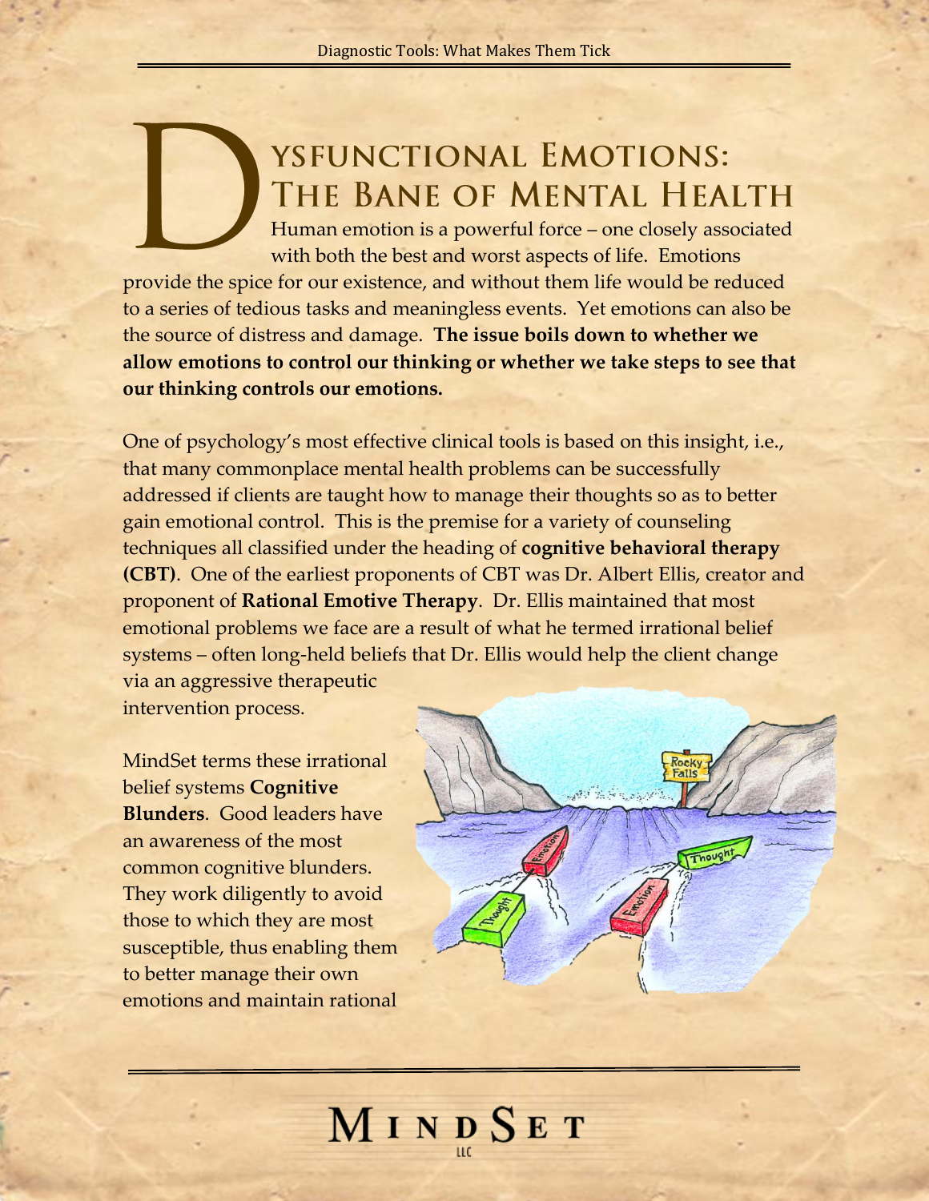# Dysfunctional Emotions: The Bane of Mental Health

Human emotion is a powerful force – one closely associated with both the best and worst aspects of life. Emotions provide the spice for our existence, and without them life would be reduced to a series of tedious tasks and meaningless events. Yet emotions can also be the source of distress and damage. **The issue boils down to whether we allow emotions to control our thinking or whether we take steps to see that our thinking controls our emotions.**

One of psychology's most effective clinical tools is based on this insight, i.e., that many commonplace mental health problems can be successfully addressed if clients are taught how to manage their thoughts so as to better gain emotional control. This is the premise for a variety of counseling techniques all classified under the heading of **cognitive behavioral therapy (CBT)**. One of the earliest proponents of CBT was Dr. Albert Ellis, creator and proponent of **Rational Emotive Therapy**. Dr. Ellis maintained that most emotional problems we face are a result of what he termed irrational belief systems – often long-held beliefs that Dr. Ellis would help the client change via an aggressive therapeutic intervention process.

MindSet terms these irrational belief systems **Cognitive Blunders**. Good leaders have an awareness of the most common cognitive blunders. They work diligently to avoid those to which they are most susceptible, thus enabling them to better manage their own emotions and maintain rational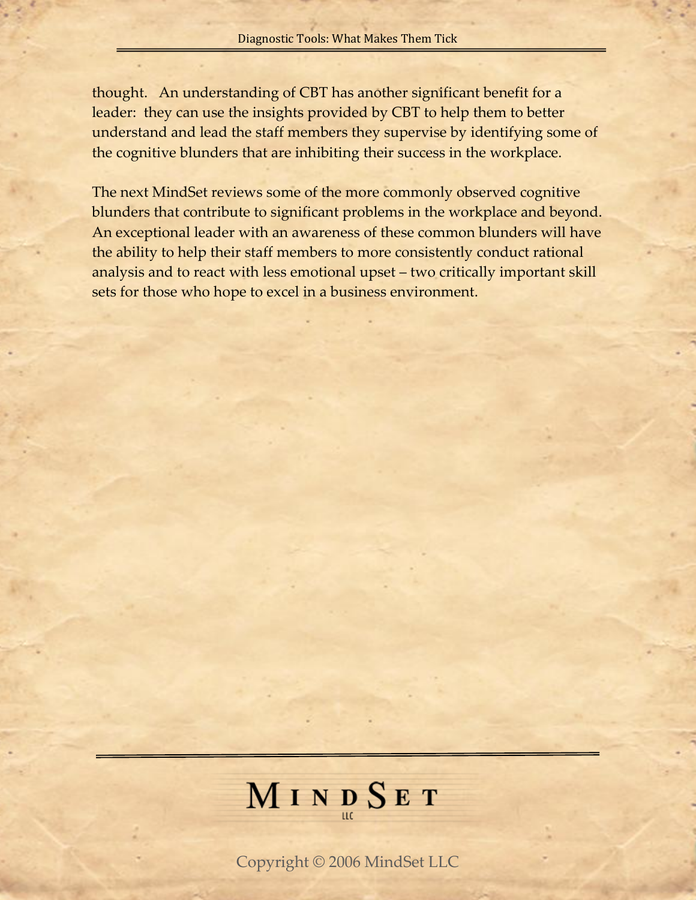thought.   An understanding of CBT has another significant benefit for a leader:  they can use the insights provided by CBT to help them to better understand and lead the staff members they supervise by identifying some of the cognitive blunders that are inhibiting their success in the workplace.

The next MindSet reviews some of the more commonly observed cognitive blunders that contribute to significant problems in the workplace and beyond. An exceptional leader with an awareness of these common blunders will have the ability to help their staff members to more consistently conduct rational analysis and to react with less emotional upset – two critically important skill sets for those who hope to excel in a business environment.